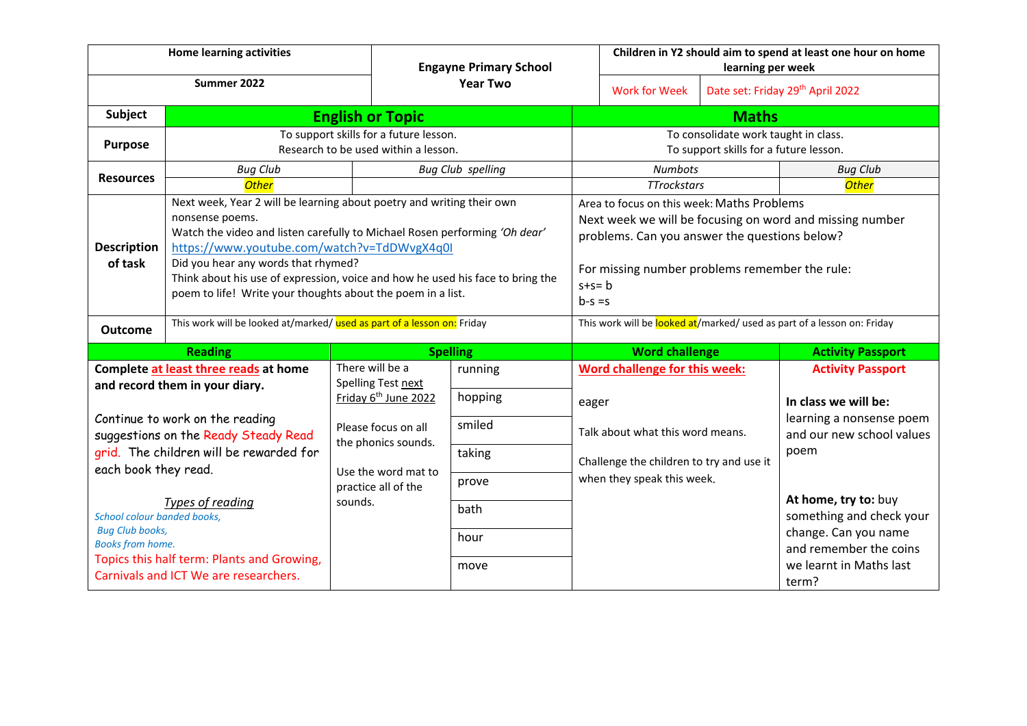| Home learning activities | Engayne Primary School Year Two | Children in Y2 should aim to spend at least one hour on home learning per week | |
|---|---|---|---|
| Summer 2022 | | Work for Week | Date set: Friday 29th April 2022 |

| Subject | English or Topic | | Maths | |
|---|---|---|---|---|
| Purpose | To support skills for a future lesson. Research to be used within a lesson. | | To consolidate work taught in class. To support skills for a future lesson. | |
| Resources | *Bug Club* | *Bug Club spelling* | *Numbots* | *Bug Club* |
| | *Other* | | *TTrockstars* | *Other* |
| Description of task | Next week, Year 2 will be learning about poetry and writing their own nonsense poems. Watch the video and listen carefully to Michael Rosen performing *'Oh dear'* https://www.youtube.com/watch?v=TdDWvgX4q0I Did you hear any words that rhymed? Think about his use of expression, voice and how he used his face to bring the poem to life! Write your thoughts about the poem in a list. | | Area to focus on this week: Maths Problems Next week we will be focusing on word and missing number problems. Can you answer the questions below? For missing number problems remember the rule: s+s= b b-s =s | |
| Outcome | This work will be looked at/marked/ used as part of a lesson on: Friday | | This work will be looked at/marked/ used as part of a lesson on: Friday | |

| Reading | Spelling | | Word challenge | Activity Passport |
|---|---|---|---|---|
| **Complete at least three reads at home and record them in your diary.** Continue to work on the reading suggestions on the Ready Steady Read grid. The children will be rewarded for each book they read. *Types of reading* *School colour banded books,* *Bug Club books,* *Books from home.* Topics this half term: Plants and Growing, Carnivals and ICT We are researchers. | There will be a Spelling Test next Friday 6th June 2022. Please focus on all the phonics sounds. Use the word mat to practice all of the sounds. | running, hopping, smiled, taking, prove, bath, hour, move | **Word challenge for this week:** eager. Talk about what this word means. Challenge the children to try and use it when they speak this week. | **Activity Passport** **In class we will be:** learning a nonsense poem and our new school values poem. **At home, try to:** buy something and check your change. Can you name and remember the coins we learnt in Maths last term? |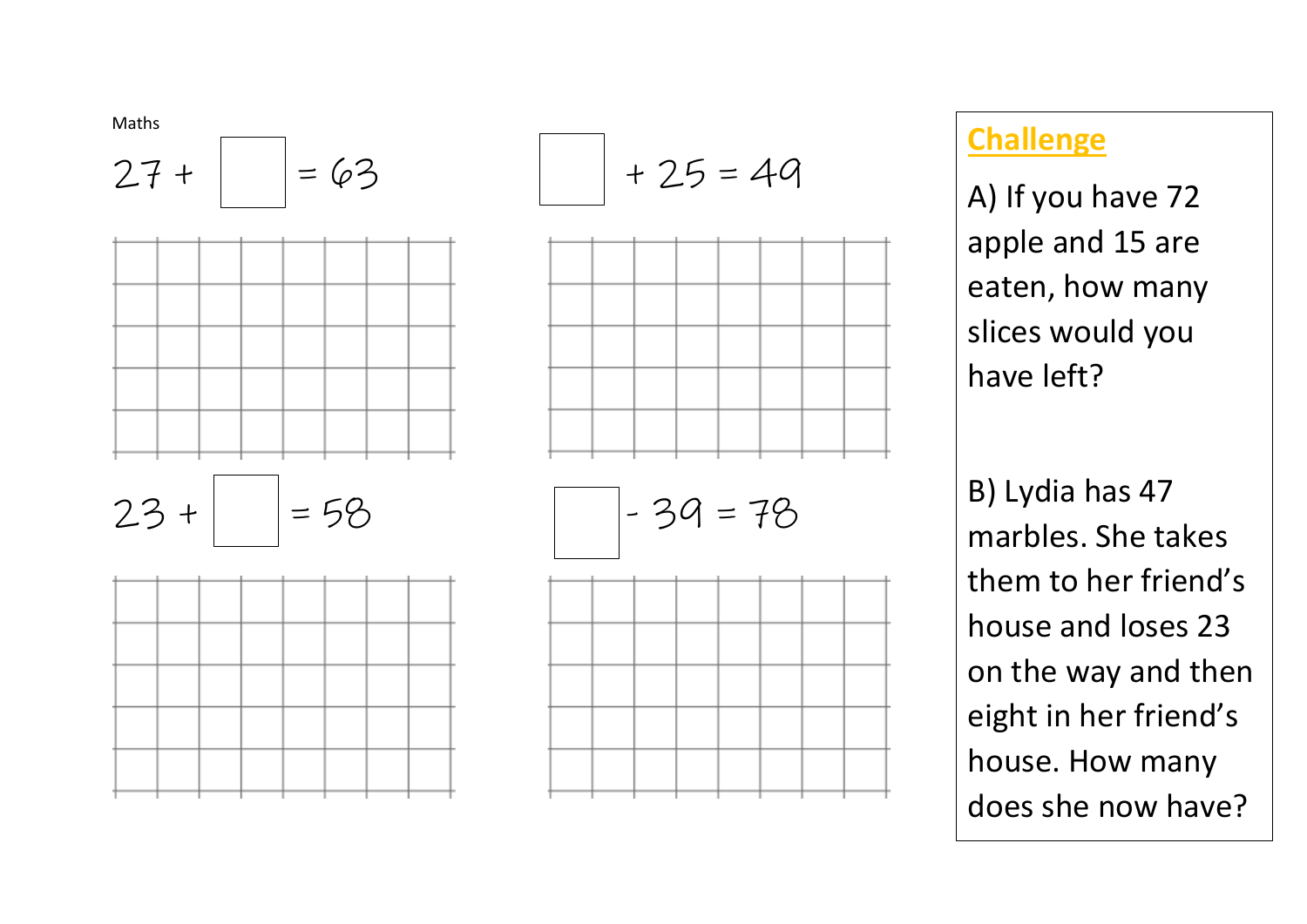Maths

$27 + \square = 63$

$\square + 25 = 49$

$23 + \square = 58$

$\square - 39 = 78$

## Challenge

A) If you have 72 apple and 15 are eaten, how many slices would you have left?

B) Lydia has 47 marbles. She takes them to her friend's house and loses 23 on the way and then eight in her friend's house. How many does she now have?